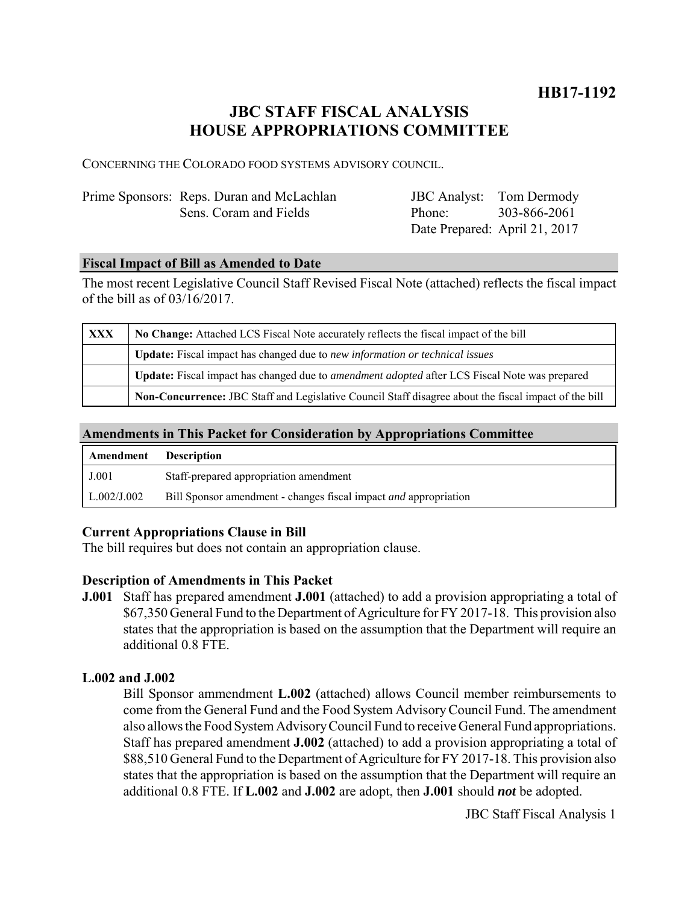# HB17-1192

## JBC STAFF FISCAL ANALYSIS
## HOUSE APPROPRIATIONS COMMITTEE

CONCERNING THE COLORADO FOOD SYSTEMS ADVISORY COUNCIL.

| | | | |
|---|---|---|---|
| Prime Sponsors: | Reps. Duran and McLachlan | JBC Analyst: | Tom Dermody |
| | Sens. Coram and Fields | Phone: | 303-866-2061 |
| | | Date Prepared: | April 21, 2017 |

### Fiscal Impact of Bill as Amended to Date

The most recent Legislative Council Staff Revised Fiscal Note (attached) reflects the fiscal impact of the bill as of 03/16/2017.

| | |
|---|---|
| XXX | **No Change:** Attached LCS Fiscal Note accurately reflects the fiscal impact of the bill |
| | **Update:** Fiscal impact has changed due to *new information or technical issues* |
| | **Update:** Fiscal impact has changed due to *amendment adopted* after LCS Fiscal Note was prepared |
| | **Non-Concurrence:** JBC Staff and Legislative Council Staff disagree about the fiscal impact of the bill |

### Amendments in This Packet for Consideration by Appropriations Committee

| Amendment | Description |
|---|---|
| J.001 | Staff-prepared appropriation amendment |
| L.002/J.002 | Bill Sponsor amendment - changes fiscal impact *and* appropriation |

### Current Appropriations Clause in Bill

The bill requires but does not contain an appropriation clause.

### Description of Amendments in This Packet

**J.001** Staff has prepared amendment **J.001** (attached) to add a provision appropriating a total of $67,350 General Fund to the Department of Agriculture for FY 2017-18. This provision also states that the appropriation is based on the assumption that the Department will require an additional 0.8 FTE.

**L.002 and J.002**

Bill Sponsor ammendment **L.002** (attached) allows Council member reimbursements to come from the General Fund and the Food System Advisory Council Fund. The amendment also allows the Food System Advisory Council Fund to receive General Fund appropriations. Staff has prepared amendment **J.002** (attached) to add a provision appropriating a total of $88,510 General Fund to the Department of Agriculture for FY 2017-18. This provision also states that the appropriation is based on the assumption that the Department will require an additional 0.8 FTE. If **L.002** and **J.002** are adopt, then **J.001** should ***not*** be adopted.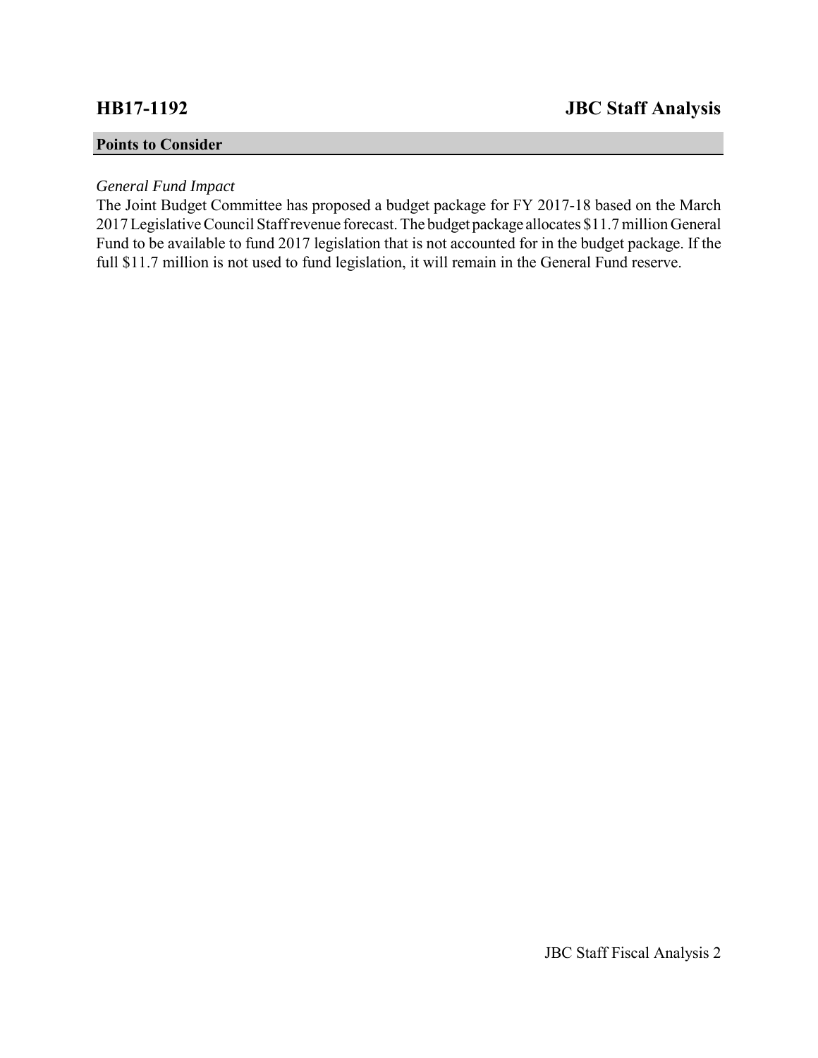## Points to Consider

*General Fund Impact*

The Joint Budget Committee has proposed a budget package for FY 2017-18 based on the March 2017 Legislative Council Staff revenue forecast. The budget package allocates $11.7 million General Fund to be available to fund 2017 legislation that is not accounted for in the budget package. If the full $11.7 million is not used to fund legislation, it will remain in the General Fund reserve.